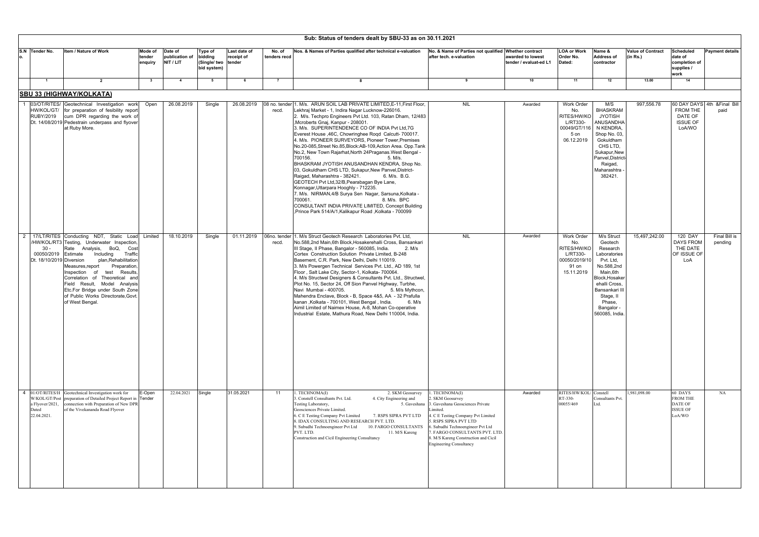## Sub: Status of tenders dealt by SBU-33 as on 30.11.2021

| S.No. | Tender No. | Item / Nature of Work | Mode of tender enquiry | Date of publication of NIT / LIT | Type of bidding (Single/ two bid system) | Last date of receipt of tender | No. of tenders recd | Nos. & Names of Parties qualified after technical e-valuation | No. & Name of Parties not qualified after tech. e-valuation | Whether contract awarded to lowest tender / evaluat-ed L1 | LOA or Work Order No. Dated: | Name & Address of contractor | Value of Contract (in Rs.) | Scheduled date of completion of supplies / work | Payment details |
|---|---|---|---|---|---|---|---|---|---|---|---|---|---|---|---|
| 1 | 2 | | 3 | 4 | 5 | 6 | 7 | 8 | 9 | 10 | 11 | 12 | 13.00 | 14 | |
| **SBU 33 (HIGHWAY/KOLKATA)** | | | | | | | | | | | | | | | |
| 1 | 03/OT/RITES/ HW/KOL/GT/ RUBY/2019 Dt. 14/08/2019 | Geotechnical Investigation work for preparation of fesibility report cum DPR regarding the work of Pedestrain underpass and flyover at Ruby More. | Open | 26.08.2019 | Single | 26.08.2019 | 08 no. tender recd. | 1. M/s. ARUN SOIL LAB PRIVATE LIMITED,E-11,First Floor, Lekhraj Market - 1, Indira Nagar Lucknow-226016. 2. M/s. Techpro Engineers Pvt Ltd. 103, Ratan Dham, 12/483 ,Mcroberts Gnaj, Kanpur - 208001. 3. M/s. SUPERINTENDENCE CO OF INDIA Pvt Ltd,7G Everest House ,46C, Chowringhee Roqd Calcutt- 700017. 4. M/s. PIONEER SURVEYORS, Pioneer Tower,Premises No.20-085,Street No.85,Block:AB-109,Action Area. Opp.Tank No.2, New Town Rajarhat,North 24Praganas.West Bengal - 700156. 5. M/s. BHASKRAM JYOTISH ANUSANDHAN KENDRA, Shop No. 03, Gokuldham CHS LTD, Sukapur,New Panvel,District-Raigad, Maharashtra - 382421. 6. M/s. B.G. GEOTECH Pvt Ltd,32/B,Pearabagan Bye Lane, Konnagar,Uttarpara Hooghly - 712235. 7. M/s. NIRMAN,4/B Surya Sen Nagar, Sarsuna,Kolkata - 700061. 8. M/s. BPC CONSULTANT INDIA PRIVATE LIMITED, Concept Building ,Prince Park 514/A/1,Kalikapur Road ,Kolkata - 700099 | NIL | Awarded | Work Order No. RITES/HW/KOL/RT330-00049/GT/116 5 on 06.12.2019 | M/S BHASKRAM JYOTISH ANUSANDHAN KENDRA, Shop No. 03, Gokuldham CHS LTD, Sukapur,New Panvel,District-Raigad, Maharashtra - 382421. | 997,556.78 | 60 DAY DAYS FROM THE DATE OF ISSUE OF LoA/WO | 4th &Final Bill paid |
| 2 | 17/LT/RITES /HW/KOL/RT3 30 - 00050/2019 Dt. 18/10/2019 | Conducting NDT, Static Load Testing, Underwater Inspection, Rate Analysis, BoQ, Cost Estimate Including Traffic Diversion plan,Rehabilitation Measures,report Preparation, Inspection of test Results, Correlation of Theoretical and Field Result, Model Analysis Etc.For Bridge under South Zone of Public Works Directorate,Govt. of West Bengal. | Limited | 18.10.2019 | Single | 01.11.2019 | 06no. tender recd. | 1. M/s Struct Geotech Research Laboratories Pvt. Ltd, No.588,2nd Main,6th Block,Hosakerehalli Cross, Bansankari III Stage, II Phase, Bangalor - 560085, India. 2. M/s Cortex Construction Solution Private Limited, B-248 Basement, C.R. Park, New Delhi, Delhi 110019. 3. M/s Powergen Technical Services Pvt. Ltd., AD 189, 1st Floor , Salt Lake City, Sector-1, Kolkata- 700064. 4. M/s Structwel Designers & Consultants Pvt. Ltd., Structwel, Plot No. 15, Sector 24, Off Sion Panvel Highway, Turbhe, Navi Mumbai - 400705. 5. M/s Mythcon, Mahendra Enclave, Block - B, Space 4&5, AA - 32 Prafulla kanan ,Kolkata - 700101, West Bengal , India. 6. M/s Aimil Limited of Naimex House, A-8, Mohan Co-operative Industrial Estate, Mathura Road, New Delhi 110004, India. | NIL | Awarded | Work Order No. RITES/HW/KOL/RT330-00050/2019/1091 on 15.11.2019 | M/s Struct Geotech Research Laboratories Pvt. Ltd, No.588,2nd Main,6th Block,Hosakerehalli Cross, Bansankari III Stage, II Phase, Bangalor - 560085, India. | 15,497,242.00 | 120 DAY DAYS FROM THE DATE OF ISSUE OF LoA | Final Bill is pending |
| 4 | 01/OT/RITES/HW/KOL/GT/Post a Flyover/2021, Dated 22.04.2021. | Geotechnical Investigation work for preparation of Detailed Project Report in connection with Preparation of New DPR of the Vivekananda Road Flyover | E-Open Tender | 22.04.2021 | Single | 31.05.2021 | 11 | 1. TECHNOMA(I) 2. SKM Geosurvey 3. Constell Consultants Pvt. Ltd. 4. City Engineering and Testing Laboratory, 5. Gaveshana Geosciences Private Limited. 6. C E Testing Company Pvt Limited 7. RSPS SIPRA PVT LTD 8. IDAX CONSULTING AND RESEARCH PVT. LTD. 9. Subudhi Technoengineer Pvt Ltd 10. FARGO CONSULTANTS PVT. LTD. 11. M/S Kareng Construction and Cicil Engineering Consultancy | 1. TECHNOMA(I) 2. SKM Geosurvey 3. Gaveshana Geosciences Private Limited. 4. C E Testing Company Pvt Limited 5. RSPS SIPRA PVT LTD 6. Subudhi Technoengineer Pvt Ltd 7. FARGO CONSULTANTS PVT. LTD. 8. M/S Kareng Construction and Cicil Engineering Consultancy | Awarded | RITES/HW/KOL/RT-330-00055/469 | Constell Consultants Pvt. Ltd. | 1,981,098.00 | 60 DAYS FROM THE DATE OF ISSUE OF LoA/WO | NA |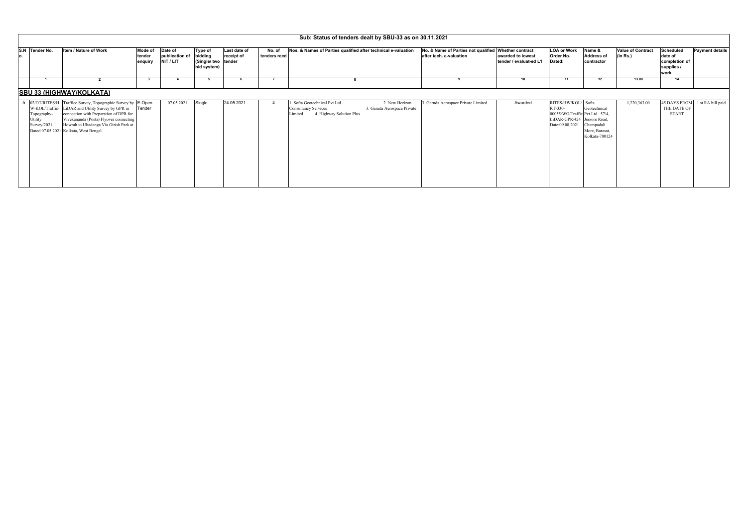## Sub: Status of tenders dealt by SBU-33 as on 30.11.2021

| S.No. | Tender No. | Item / Nature of Work | Mode of tender enquiry | Date of publication of NIT / LIT | Type of bidding (Single/ two bid system) | Last date of receipt of tender | No. of tenders recd | Nos. & Names of Parties qualified after technical e-valuation | No. & Name of Parties not qualified after tech. e-valuation | Whether contract awarded to lowest tender / evaluat-ed L1 | LOA or Work Order No. Dated: | Name & Address of contractor | Value of Contract (in Rs.) | Scheduled date of completion of supplies / work | Payment details |
|---|---|---|---|---|---|---|---|---|---|---|---|---|---|---|---|
| | 1 | 2 | 3 | 4 | 5 | 6 | 7 | 8 | 9 | 10 | 11 | 12 | 13.00 | 14 | |
| **SBU 33 (HIGHWAY/KOLKATA)** | | | | | | | | | | | | | | | |
| 5 | 02/OT/RITES/HW-KOL/Traffic-Topography-Utility Survey/2021, Dated 07.05.2021 | Traffice Survey, Topographic Survey by LiDAR and Utility Survey by GPR in connection with Preparation of DPR for Vivekananda (Posta) Flyover connecting Howrah to Ultadanga Via Girish Park at Kolkata, West Bengal. | E-Open Tender | 07.05.2021 | Single | 24.05.2021 | 4 | 1. Softa Geotechnical Pvt.Ltd . 2. New Horizon Consultancy Services 3. Garuda Aerospace Private Limited 4. Highway Solution Plus | 3. Garuda Aerospace Private Limited | Awarded | RITES/HW/KOL/RT-330-00055/WO/Traffic LiDAR-GPR/424 Date:09.08.2021 | Softa Geotechnical Pvt.Ltd . 57/4, Jessore Road, Champadali More, Barasat, Kolkata-700124 | 1,220,363.00 | 45 DAYS FROM THE DATE OF START | 1 st RA bill paid |